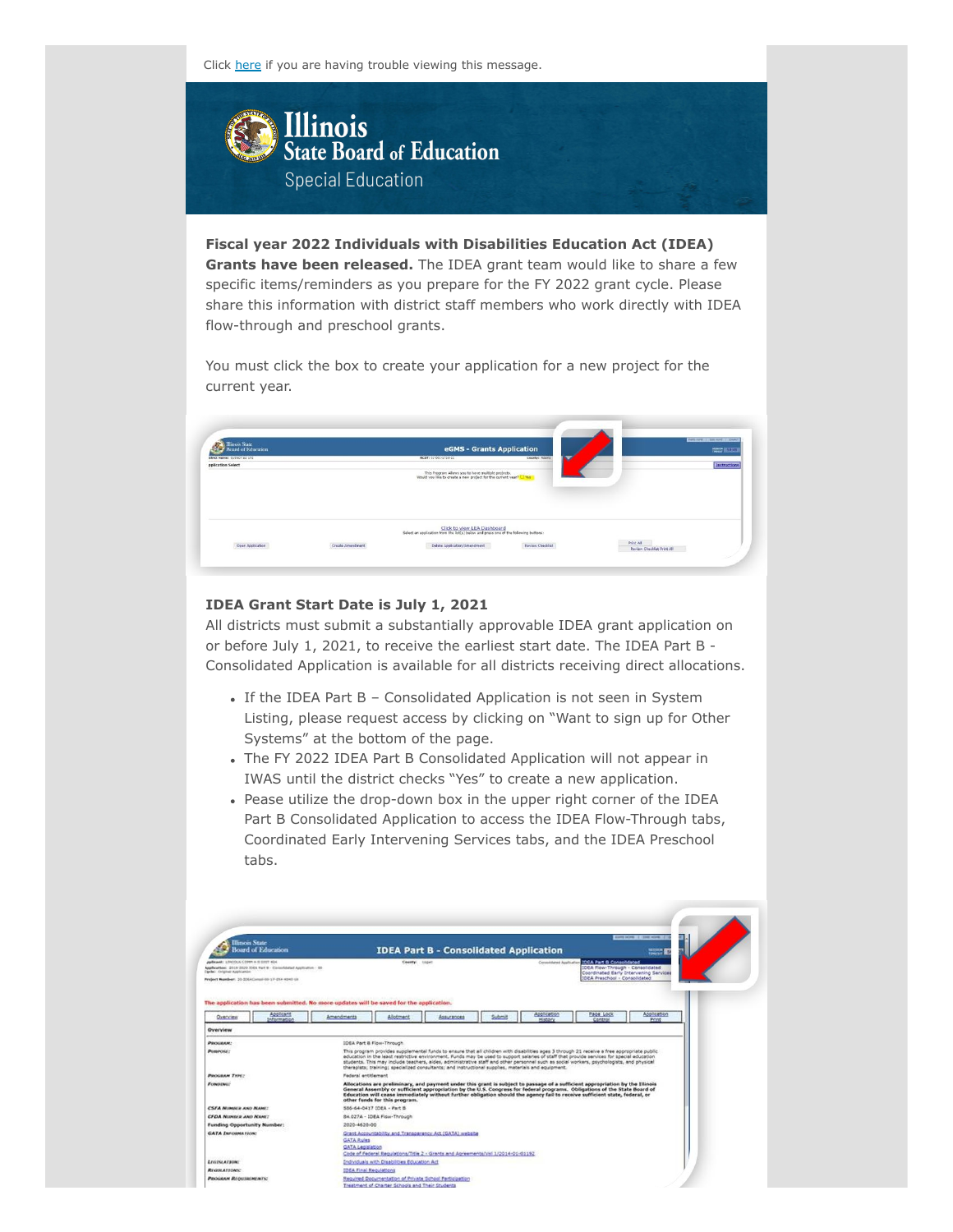Click here if you are having trouble viewing this message.

Illinois State Board of Education

Special Education

**Fiscal year 2022 Individuals with Disabilities Education Act (IDEA) Grants have been released.** The IDEA grant team would like to share a few specific items/reminders as you prepare for the FY 2022 grant cycle. Please share this information with district staff members who work directly with IDEA flow-through and preschool grants.

You must click the box to create your application for a new project for the current year.

### IDEA Grant Start Date is July 1, 2021

All districts must submit a substantially approvable IDEA grant application on or before July 1, 2021, to receive the earliest start date. The IDEA Part B - Consolidated Application is available for all districts receiving direct allocations.

- If the IDEA Part B – Consolidated Application is not seen in System Listing, please request access by clicking on "Want to sign up for Other Systems" at the bottom of the page.
- The FY 2022 IDEA Part B Consolidated Application will not appear in IWAS until the district checks "Yes" to create a new application.
- Pease utilize the drop-down box in the upper right corner of the IDEA Part B Consolidated Application to access the IDEA Flow-Through tabs, Coordinated Early Intervening Services tabs, and the IDEA Preschool tabs.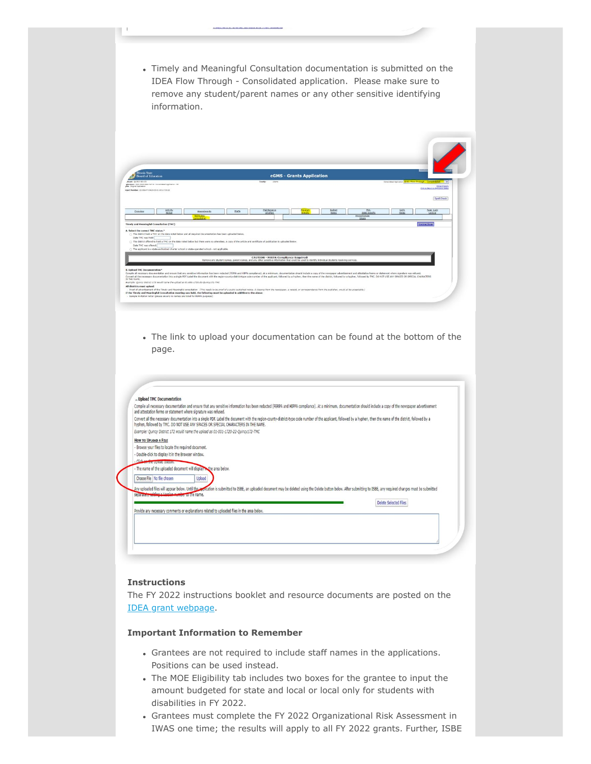- Timely and Meaningful Consultation documentation is submitted on the IDEA Flow Through - Consolidated application. Please make sure to remove any student/parent names or any other sensitive identifying information.

- The link to upload your documentation can be found at the bottom of the page.

**Instructions**

The FY 2022 instructions booklet and resource documents are posted on the IDEA grant webpage.

**Important Information to Remember**

- Grantees are not required to include staff names in the applications. Positions can be used instead.
- The MOE Eligibility tab includes two boxes for the grantee to input the amount budgeted for state and local or local only for students with disabilities in FY 2022.
- Grantees must complete the FY 2022 Organizational Risk Assessment in IWAS one time; the results will apply to all FY 2022 grants. Further, ISBE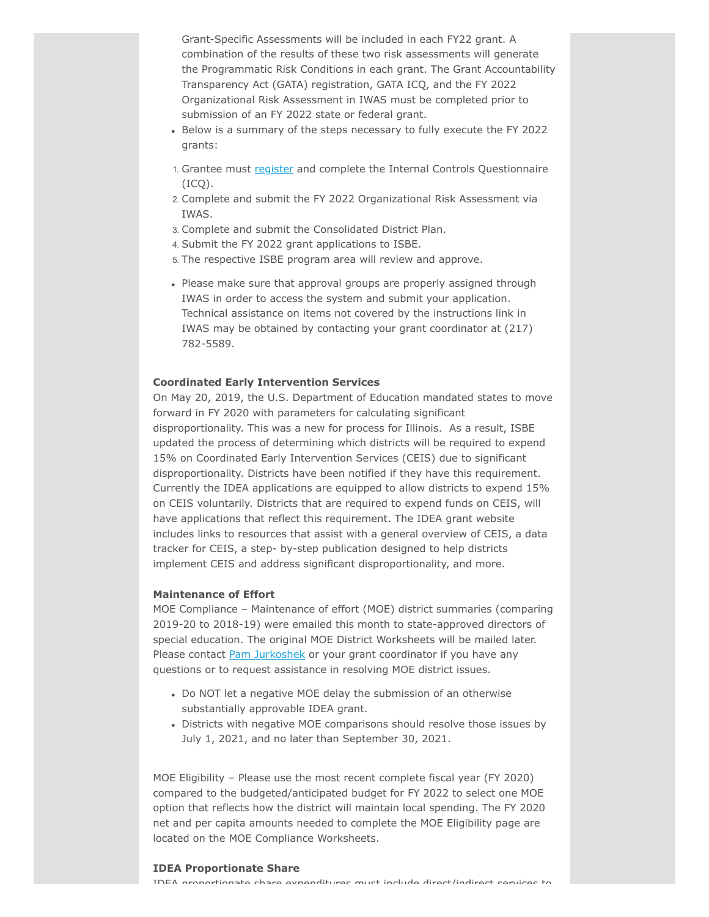Grant-Specific Assessments will be included in each FY22 grant. A combination of the results of these two risk assessments will generate the Programmatic Risk Conditions in each grant. The Grant Accountability Transparency Act (GATA) registration, GATA ICQ, and the FY 2022 Organizational Risk Assessment in IWAS must be completed prior to submission of an FY 2022 state or federal grant.

- Below is a summary of the steps necessary to fully execute the FY 2022 grants:

1. Grantee must register and complete the Internal Controls Questionnaire (ICQ).
2. Complete and submit the FY 2022 Organizational Risk Assessment via IWAS.
3. Complete and submit the Consolidated District Plan.
4. Submit the FY 2022 grant applications to ISBE.
5. The respective ISBE program area will review and approve.

- Please make sure that approval groups are properly assigned through IWAS in order to access the system and submit your application. Technical assistance on items not covered by the instructions link in IWAS may be obtained by contacting your grant coordinator at (217) 782-5589.

**Coordinated Early Intervention Services**

On May 20, 2019, the U.S. Department of Education mandated states to move forward in FY 2020 with parameters for calculating significant disproportionality. This was a new for process for Illinois. As a result, ISBE updated the process of determining which districts will be required to expend 15% on Coordinated Early Intervention Services (CEIS) due to significant disproportionality. Districts have been notified if they have this requirement. Currently the IDEA applications are equipped to allow districts to expend 15% on CEIS voluntarily. Districts that are required to expend funds on CEIS, will have applications that reflect this requirement. The IDEA grant website includes links to resources that assist with a general overview of CEIS, a data tracker for CEIS, a step- by-step publication designed to help districts implement CEIS and address significant disproportionality, and more.

**Maintenance of Effort**

MOE Compliance – Maintenance of effort (MOE) district summaries (comparing 2019-20 to 2018-19) were emailed this month to state-approved directors of special education. The original MOE District Worksheets will be mailed later. Please contact Pam Jurkoshek or your grant coordinator if you have any questions or to request assistance in resolving MOE district issues.

- Do NOT let a negative MOE delay the submission of an otherwise substantially approvable IDEA grant.
- Districts with negative MOE comparisons should resolve those issues by July 1, 2021, and no later than September 30, 2021.

MOE Eligibility – Please use the most recent complete fiscal year (FY 2020) compared to the budgeted/anticipated budget for FY 2022 to select one MOE option that reflects how the district will maintain local spending. The FY 2020 net and per capita amounts needed to complete the MOE Eligibility page are located on the MOE Compliance Worksheets.

**IDEA Proportionate Share**

IDEA proportionate share expenditures must include direct/indirect services to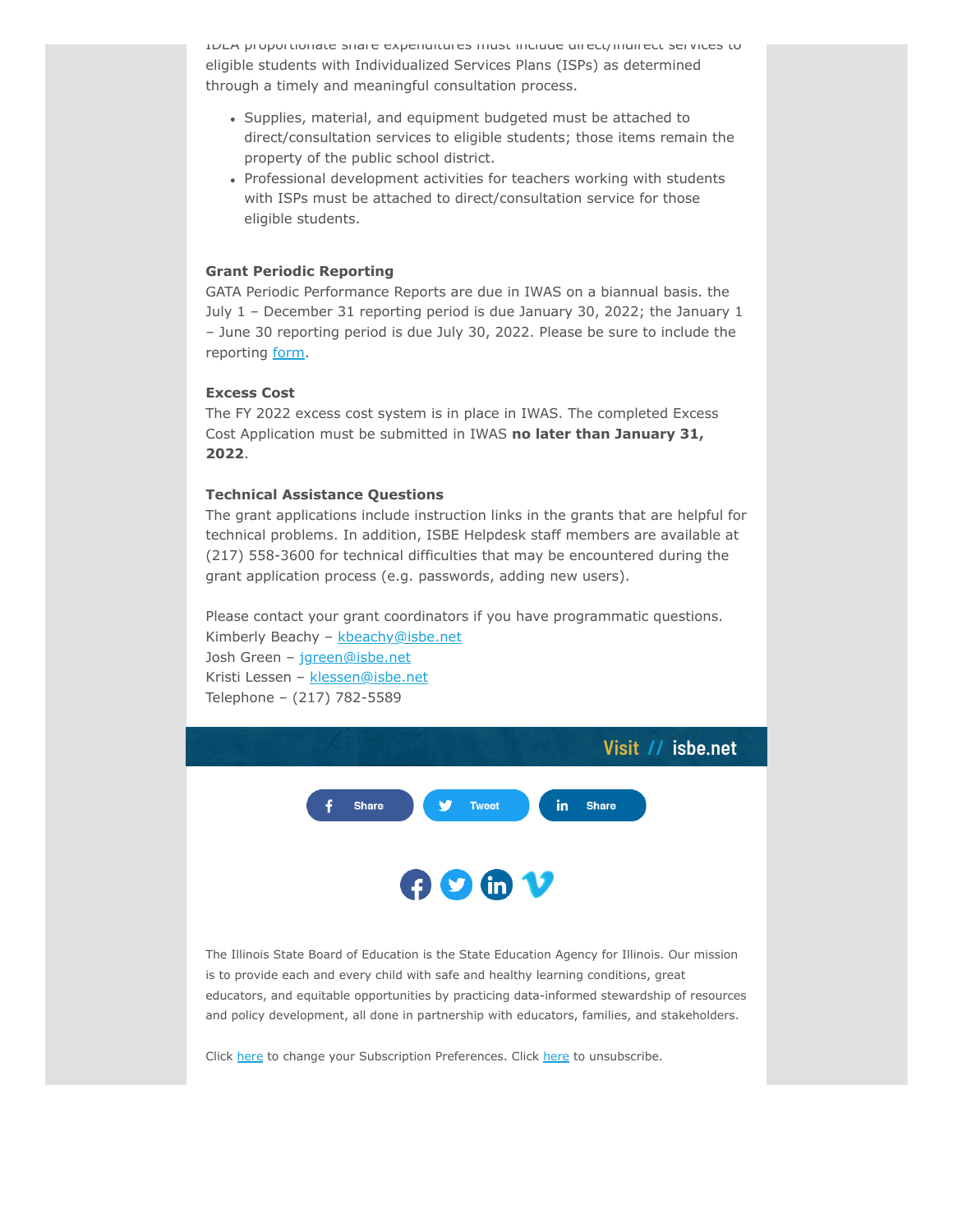IDEA proportionate share expenditures must include direct/indirect services to eligible students with Individualized Services Plans (ISPs) as determined through a timely and meaningful consultation process.

- Supplies, material, and equipment budgeted must be attached to direct/consultation services to eligible students; those items remain the property of the public school district.
- Professional development activities for teachers working with students with ISPs must be attached to direct/consultation service for those eligible students.

**Grant Periodic Reporting**
GATA Periodic Performance Reports are due in IWAS on a biannual basis. the July 1 – December 31 reporting period is due January 30, 2022; the January 1 – June 30 reporting period is due July 30, 2022. Please be sure to include the reporting form.

**Excess Cost**
The FY 2022 excess cost system is in place in IWAS. The completed Excess Cost Application must be submitted in IWAS **no later than January 31, 2022**.

**Technical Assistance Questions**
The grant applications include instruction links in the grants that are helpful for technical problems. In addition, ISBE Helpdesk staff members are available at (217) 558-3600 for technical difficulties that may be encountered during the grant application process (e.g. passwords, adding new users).

Please contact your grant coordinators if you have programmatic questions.
Kimberly Beachy – kbeachy@isbe.net
Josh Green – jgreen@isbe.net
Kristi Lessen – klessen@isbe.net
Telephone – (217) 782-5589

Visit // isbe.net

Share Tweet Share

The Illinois State Board of Education is the State Education Agency for Illinois. Our mission is to provide each and every child with safe and healthy learning conditions, great educators, and equitable opportunities by practicing data-informed stewardship of resources and policy development, all done in partnership with educators, families, and stakeholders.

Click here to change your Subscription Preferences. Click here to unsubscribe.